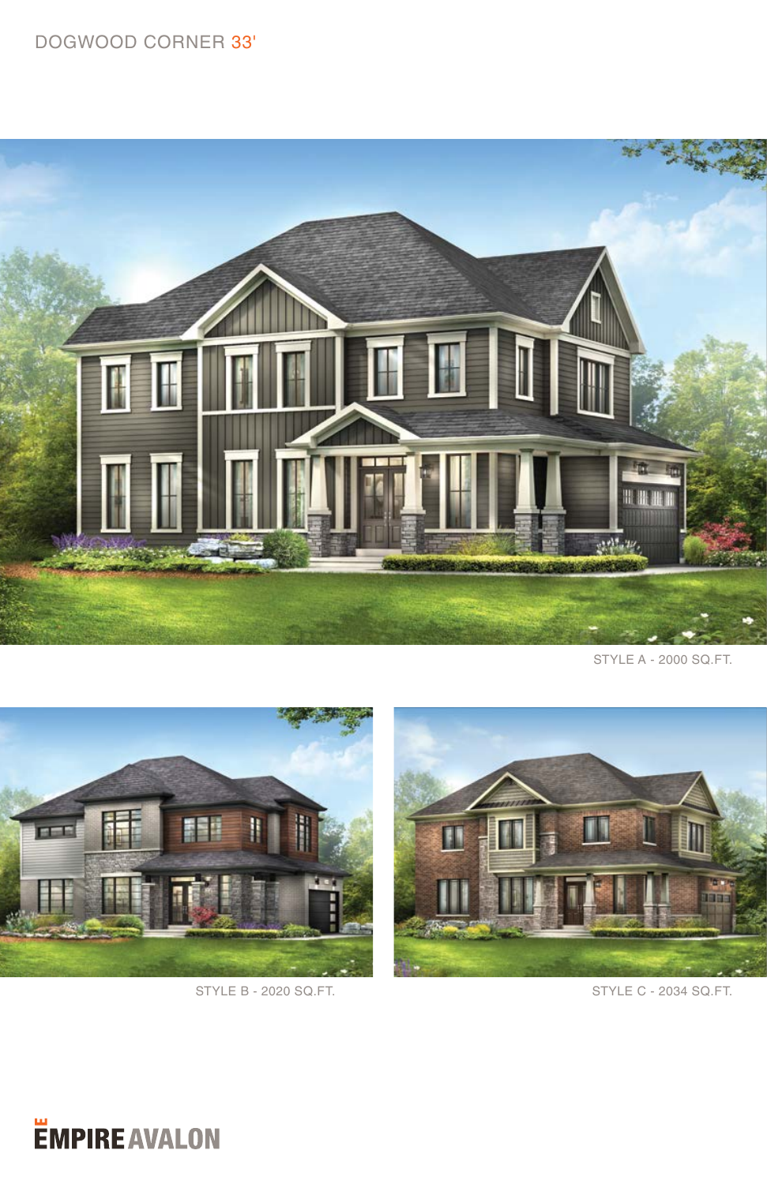# DOGWOOD CORNER 33'

STYLE A - 2000 SQ.FT.

STYLE B - 2020 SQ.FT.

STYLE C - 2034 SQ.FT.

EMPIRE AVALON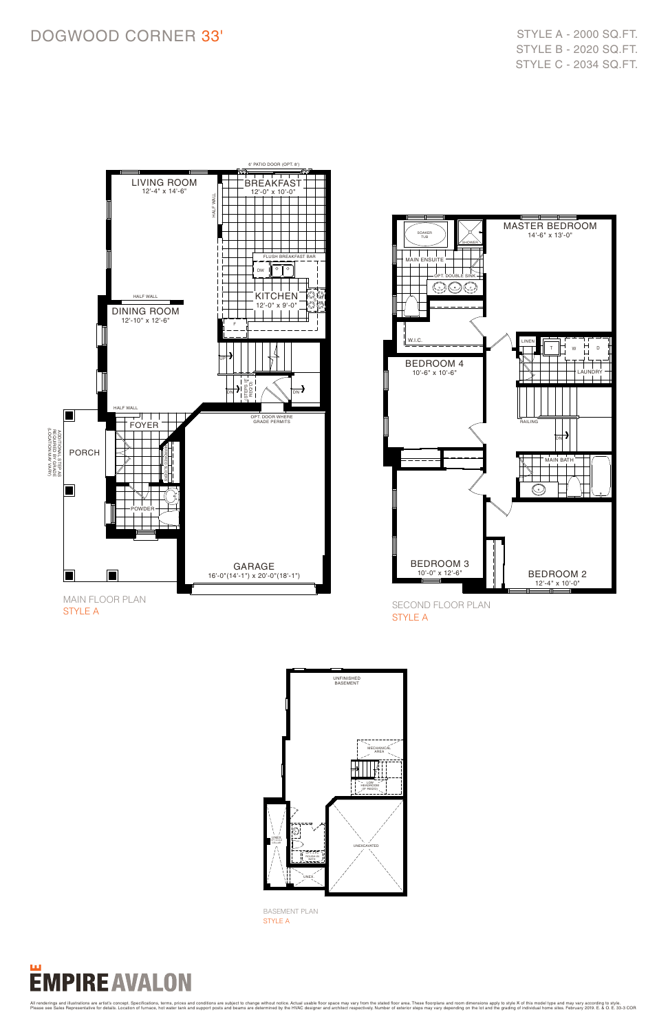# DOGWOOD CORNER 33'

STYLE A - 2000 SQ.FT.
STYLE B - 2020 SQ.FT.
STYLE C - 2034 SQ.FT.

6' PATIO DOOR (OPT. 8')

LIVING ROOM
12'-4" x 14'-6"

BREAKFAST
12'-0" x 10'-0"

HALF WALL

FLUSH BREAKFAST BAR

DW

KITCHEN
12'-0" x 9'-0"

F

HALF WALL

DINING ROOM
12'-10" x 12'-6"

UP

DN

STEPS IF REQ'D

DN

HALF WALL

OPT. DOOR WHERE GRADE PERMITS

FOYER

PORCH

ADDITIONAL STEP AS REQUIRED BY GRADE (LOCATION MAY VARY)

POWDER

GARAGE
16'-0"(14'-1") x 20'-0"(18'-1")

MAIN FLOOR PLAN
STYLE A

SOAKER TUB

SHOWER

MASTER BEDROOM
14'-6" x 13'-0"

MAIN ENSUITE

OPT. DOUBLE SINK

W.I.C.

LINEN

T

W

D

LAUNDRY

BEDROOM 4
10'-6" x 10'-6"

RAILING

DN

MAIN BATH

BEDROOM 3
10'-0" x 12'-6"

BEDROOM 2
12'-4" x 10'-0"

SECOND FLOOR PLAN
STYLE A

UNFINISHED BASEMENT

MECHANICAL AREA

LOW HEADROOM (IF REQ'D)

UNEXCAVATED

UNEX

UNEX

BASEMENT PLAN
STYLE A

EMPIRE AVALON

All renderings and illustrations are artist's concept. Specifications, terms, prices and conditions are subject to change without notice. Actual usable floor space may vary from the stated floor area. These floorplans and room dimensions apply to style A of this model type and may vary according to style. Please see Sales Representative for details. Location of furnace, hot water tank and support posts and beams are determined by the HVAC designer and architect respectively. Number of exterior steps may vary depending on the lot and the grading of individual home sites. February 2019. E. & O. E. 33-3 COR